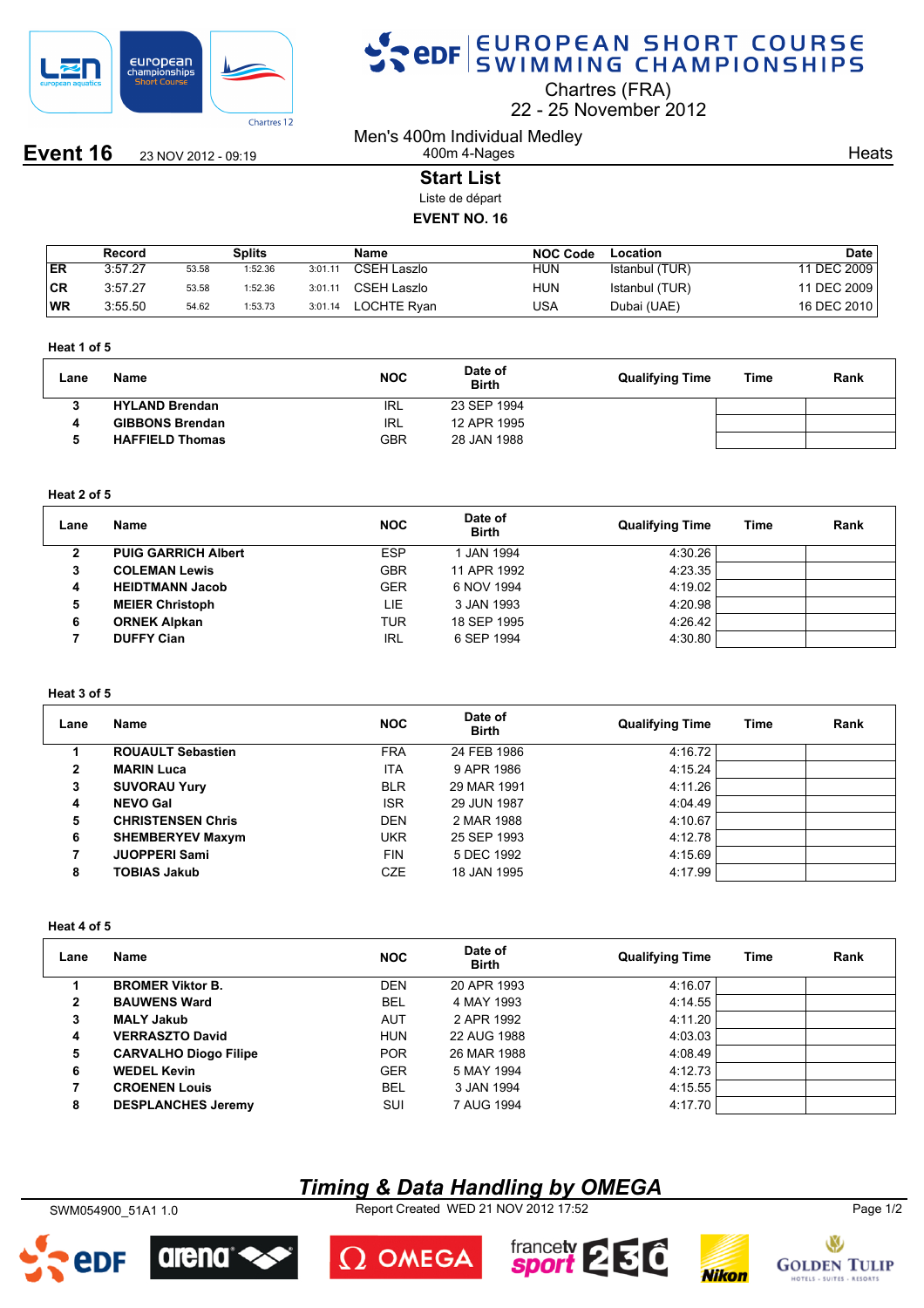# EUROPEAN SHORT COURSE SWIMMING CHAMPIONSHIPS

Chartres (FRA)
22 - 25 November 2012

**Event 16** 23 NOV 2012 - 09:19

Men's 400m Individual Medley
400m 4-Nages

Heats

## Start List

Liste de départ

**EVENT NO. 16**

| | Record | Splits | | | Name | NOC Code | Location | Date |
|---|---|---|---|---|---|---|---|---|
| ER | 3:57.27 | 53.58 | 1:52.36 | 3:01.11 | CSEH Laszlo | HUN | Istanbul (TUR) | 11 DEC 2009 |
| CR | 3:57.27 | 53.58 | 1:52.36 | 3:01.11 | CSEH Laszlo | HUN | Istanbul (TUR) | 11 DEC 2009 |
| WR | 3:55.50 | 54.62 | 1:53.73 | 3:01.14 | LOCHTE Ryan | USA | Dubai (UAE) | 16 DEC 2010 |

### Heat 1 of 5

| Lane | Name | NOC | Date of Birth | Qualifying Time | Time | Rank |
|---|---|---|---|---|---|---|
| 3 | **HYLAND Brendan** | IRL | 23 SEP 1994 | | | |
| 4 | **GIBBONS Brendan** | IRL | 12 APR 1995 | | | |
| 5 | **HAFFIELD Thomas** | GBR | 28 JAN 1988 | | | |

### Heat 2 of 5

| Lane | Name | NOC | Date of Birth | Qualifying Time | Time | Rank |
|---|---|---|---|---|---|---|
| 2 | **PUIG GARRICH Albert** | ESP | 1 JAN 1994 | 4:30.26 | | |
| 3 | **COLEMAN Lewis** | GBR | 11 APR 1992 | 4:23.35 | | |
| 4 | **HEIDTMANN Jacob** | GER | 6 NOV 1994 | 4:19.02 | | |
| 5 | **MEIER Christoph** | LIE | 3 JAN 1993 | 4:20.98 | | |
| 6 | **ORNEK Alpkan** | TUR | 18 SEP 1995 | 4:26.42 | | |
| 7 | **DUFFY Cian** | IRL | 6 SEP 1994 | 4:30.80 | | |

### Heat 3 of 5

| Lane | Name | NOC | Date of Birth | Qualifying Time | Time | Rank |
|---|---|---|---|---|---|---|
| 1 | **ROUAULT Sebastien** | FRA | 24 FEB 1986 | 4:16.72 | | |
| 2 | **MARIN Luca** | ITA | 9 APR 1986 | 4:15.24 | | |
| 3 | **SUVORAU Yury** | BLR | 29 MAR 1991 | 4:11.26 | | |
| 4 | **NEVO Gal** | ISR | 29 JUN 1987 | 4:04.49 | | |
| 5 | **CHRISTENSEN Chris** | DEN | 2 MAR 1988 | 4:10.67 | | |
| 6 | **SHEMBERYEV Maxym** | UKR | 25 SEP 1993 | 4:12.78 | | |
| 7 | **JUOPPERI Sami** | FIN | 5 DEC 1992 | 4:15.69 | | |
| 8 | **TOBIAS Jakub** | CZE | 18 JAN 1995 | 4:17.99 | | |

### Heat 4 of 5

| Lane | Name | NOC | Date of Birth | Qualifying Time | Time | Rank |
|---|---|---|---|---|---|---|
| 1 | **BROMER Viktor B.** | DEN | 20 APR 1993 | 4:16.07 | | |
| 2 | **BAUWENS Ward** | BEL | 4 MAY 1993 | 4:14.55 | | |
| 3 | **MALY Jakub** | AUT | 2 APR 1992 | 4:11.20 | | |
| 4 | **VERRASZTO David** | HUN | 22 AUG 1988 | 4:03.03 | | |
| 5 | **CARVALHO Diogo Filipe** | POR | 26 MAR 1988 | 4:08.49 | | |
| 6 | **WEDEL Kevin** | GER | 5 MAY 1994 | 4:12.73 | | |
| 7 | **CROENEN Louis** | BEL | 3 JAN 1994 | 4:15.55 | | |
| 8 | **DESPLANCHES Jeremy** | SUI | 7 AUG 1994 | 4:17.70 | | |

*Timing & Data Handling by OMEGA*

SWM054900_51A1 1.0 Report Created WED 21 NOV 2012 17:52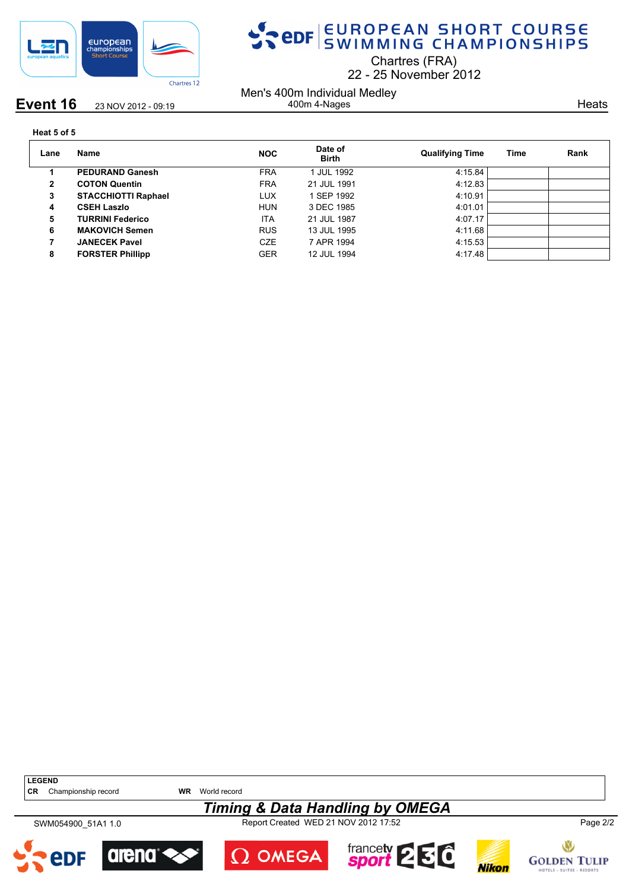# EDF EUROPEAN SHORT COURSE SWIMMING CHAMPIONSHIPS

Chartres (FRA)
22 - 25 November 2012

## Event 16 — 23 NOV 2012 - 09:19

Men's 400m Individual Medley
400m 4-Nages

Heats

### Heat 5 of 5

| Lane | Name | NOC | Date of Birth | Qualifying Time | Time | Rank |
|---|---|---|---|---|---|---|
| 1 | **PEDURAND Ganesh** | FRA | 1 JUL 1992 | 4:15.84 | | |
| 2 | **COTON Quentin** | FRA | 21 JUL 1991 | 4:12.83 | | |
| 3 | **STACCHIOTTI Raphael** | LUX | 1 SEP 1992 | 4:10.91 | | |
| 4 | **CSEH Laszlo** | HUN | 3 DEC 1985 | 4:01.01 | | |
| 5 | **TURRINI Federico** | ITA | 21 JUL 1987 | 4:07.17 | | |
| 6 | **MAKOVICH Semen** | RUS | 13 JUL 1995 | 4:11.68 | | |
| 7 | **JANECEK Pavel** | CZE | 7 APR 1994 | 4:15.53 | | |
| 8 | **FORSTER Phillipp** | GER | 12 JUL 1994 | 4:17.48 | | |

**LEGEND**
**CR** Championship record **WR** World record

***Timing & Data Handling by OMEGA***

SWM054900_51A1 1.0 Report Created WED 21 NOV 2012 17:52